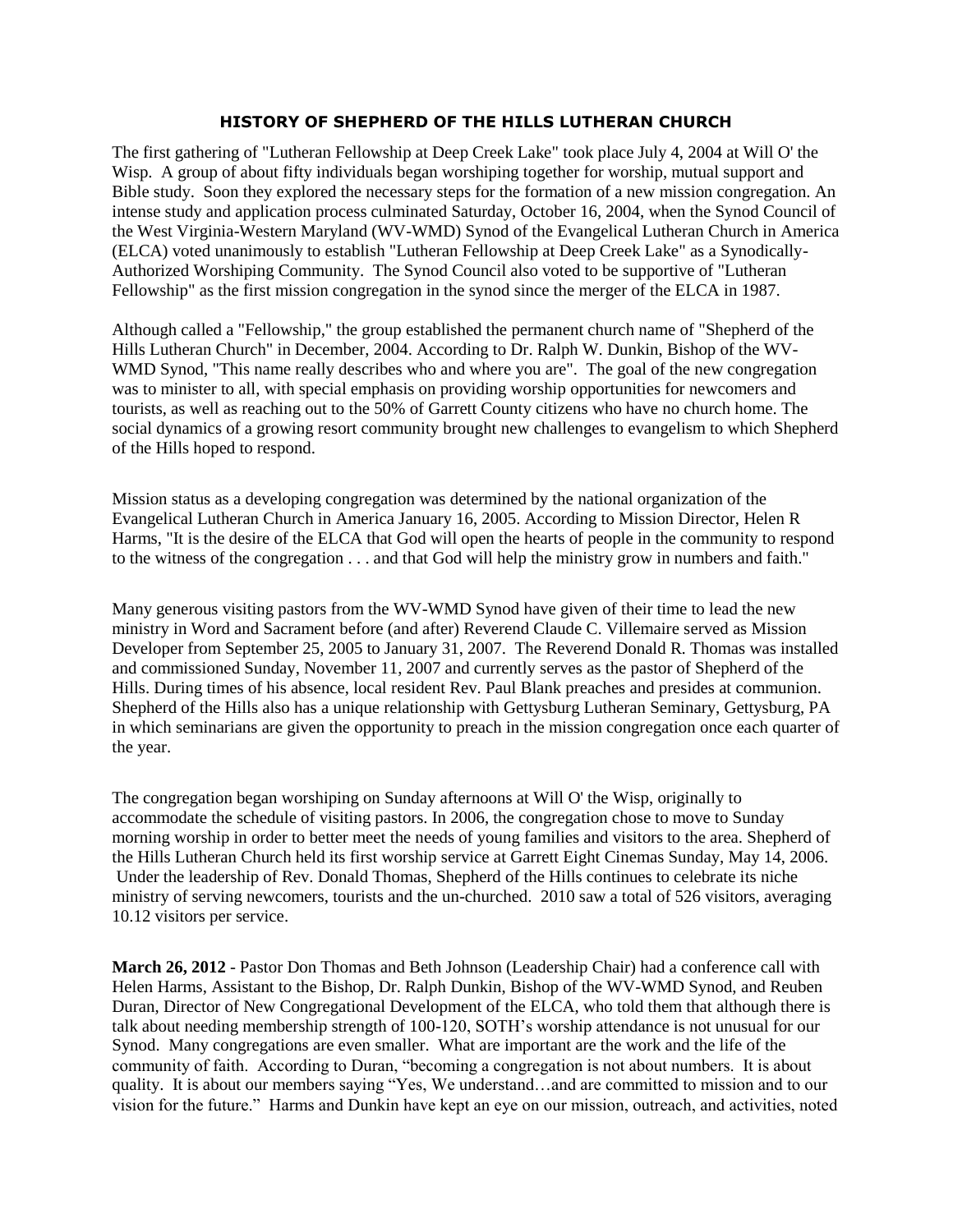# HISTORY OF SHEPHERD OF THE HILLS LUTHERAN CHURCH

The first gathering of "Lutheran Fellowship at Deep Creek Lake" took place July 4, 2004 at Will O' the Wisp. A group of about fifty individuals began worshiping together for worship, mutual support and Bible study. Soon they explored the necessary steps for the formation of a new mission congregation. An intense study and application process culminated Saturday, October 16, 2004, when the Synod Council of the West Virginia-Western Maryland (WV-WMD) Synod of the Evangelical Lutheran Church in America (ELCA) voted unanimously to establish "Lutheran Fellowship at Deep Creek Lake" as a Synodically-Authorized Worshiping Community. The Synod Council also voted to be supportive of "Lutheran Fellowship" as the first mission congregation in the synod since the merger of the ELCA in 1987.

Although called a "Fellowship," the group established the permanent church name of "Shepherd of the Hills Lutheran Church" in December, 2004. According to Dr. Ralph W. Dunkin, Bishop of the WV-WMD Synod, "This name really describes who and where you are". The goal of the new congregation was to minister to all, with special emphasis on providing worship opportunities for newcomers and tourists, as well as reaching out to the 50% of Garrett County citizens who have no church home. The social dynamics of a growing resort community brought new challenges to evangelism to which Shepherd of the Hills hoped to respond.

Mission status as a developing congregation was determined by the national organization of the Evangelical Lutheran Church in America January 16, 2005. According to Mission Director, Helen R Harms, "It is the desire of the ELCA that God will open the hearts of people in the community to respond to the witness of the congregation . . . and that God will help the ministry grow in numbers and faith."

Many generous visiting pastors from the WV-WMD Synod have given of their time to lead the new ministry in Word and Sacrament before (and after) Reverend Claude C. Villemaire served as Mission Developer from September 25, 2005 to January 31, 2007. The Reverend Donald R. Thomas was installed and commissioned Sunday, November 11, 2007 and currently serves as the pastor of Shepherd of the Hills. During times of his absence, local resident Rev. Paul Blank preaches and presides at communion. Shepherd of the Hills also has a unique relationship with Gettysburg Lutheran Seminary, Gettysburg, PA in which seminarians are given the opportunity to preach in the mission congregation once each quarter of the year.

The congregation began worshiping on Sunday afternoons at Will O' the Wisp, originally to accommodate the schedule of visiting pastors. In 2006, the congregation chose to move to Sunday morning worship in order to better meet the needs of young families and visitors to the area. Shepherd of the Hills Lutheran Church held its first worship service at Garrett Eight Cinemas Sunday, May 14, 2006. Under the leadership of Rev. Donald Thomas, Shepherd of the Hills continues to celebrate its niche ministry of serving newcomers, tourists and the un-churched. 2010 saw a total of 526 visitors, averaging 10.12 visitors per service.

**March 26, 2012** - Pastor Don Thomas and Beth Johnson (Leadership Chair) had a conference call with Helen Harms, Assistant to the Bishop, Dr. Ralph Dunkin, Bishop of the WV-WMD Synod, and Reuben Duran, Director of New Congregational Development of the ELCA, who told them that although there is talk about needing membership strength of 100-120, SOTH's worship attendance is not unusual for our Synod. Many congregations are even smaller. What are important are the work and the life of the community of faith. According to Duran, "becoming a congregation is not about numbers. It is about quality. It is about our members saying "Yes, We understand…and are committed to mission and to our vision for the future." Harms and Dunkin have kept an eye on our mission, outreach, and activities, noted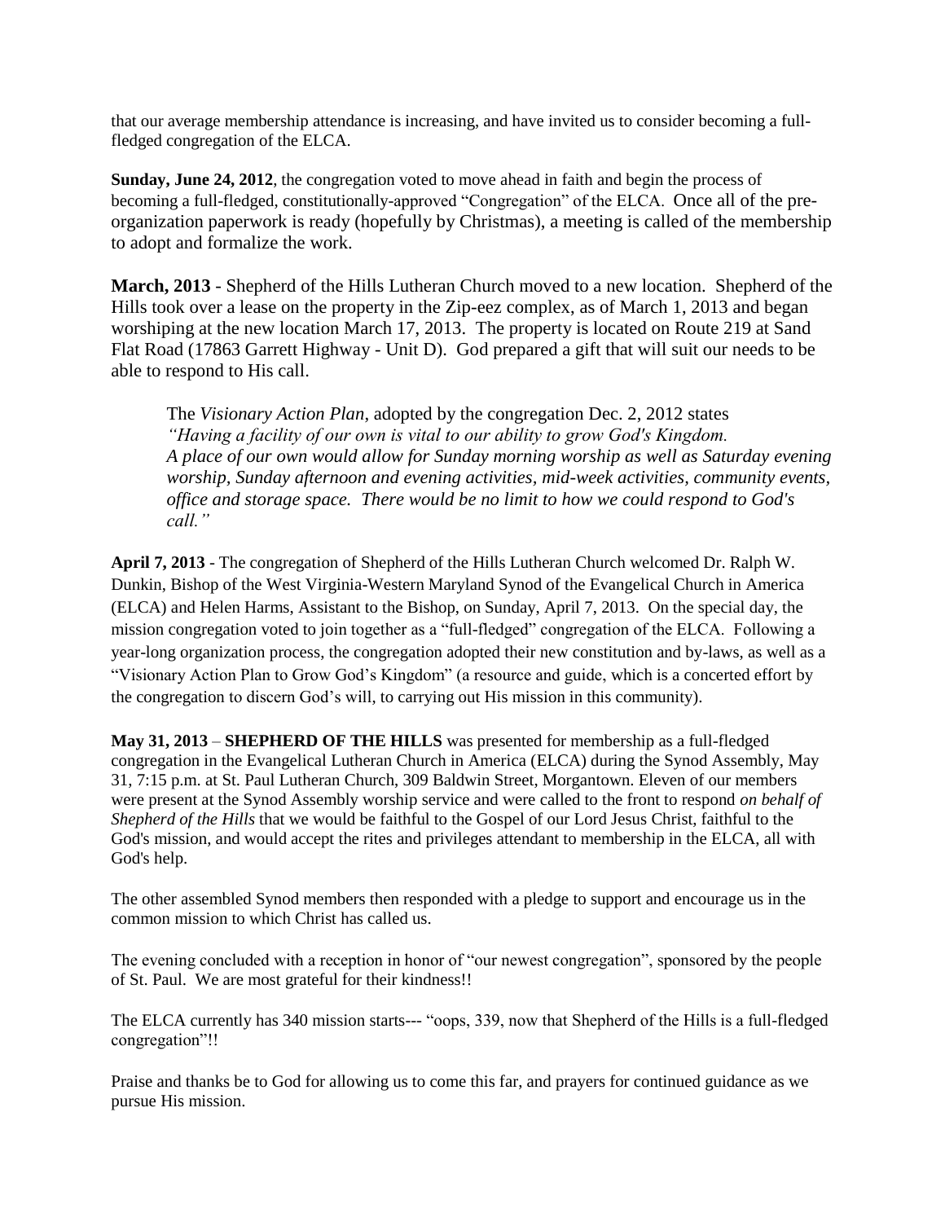that our average membership attendance is increasing, and have invited us to consider becoming a full-fledged congregation of the ELCA.

**Sunday, June 24, 2012**, the congregation voted to move ahead in faith and begin the process of becoming a full-fledged, constitutionally-approved "Congregation" of the ELCA. Once all of the pre-organization paperwork is ready (hopefully by Christmas), a meeting is called of the membership to adopt and formalize the work.

**March, 2013** - Shepherd of the Hills Lutheran Church moved to a new location. Shepherd of the Hills took over a lease on the property in the Zip-eez complex, as of March 1, 2013 and began worshiping at the new location March 17, 2013. The property is located on Route 219 at Sand Flat Road (17863 Garrett Highway - Unit D). God prepared a gift that will suit our needs to be able to respond to His call.

> The *Visionary Action Plan*, adopted by the congregation Dec. 2, 2012 states
> *"Having a facility of our own is vital to our ability to grow God's Kingdom. A place of our own would allow for Sunday morning worship as well as Saturday evening worship, Sunday afternoon and evening activities, mid-week activities, community events, office and storage space. There would be no limit to how we could respond to God's call."*

**April 7, 2013** - The congregation of Shepherd of the Hills Lutheran Church welcomed Dr. Ralph W. Dunkin, Bishop of the West Virginia-Western Maryland Synod of the Evangelical Church in America (ELCA) and Helen Harms, Assistant to the Bishop, on Sunday, April 7, 2013. On the special day, the mission congregation voted to join together as a "full-fledged" congregation of the ELCA. Following a year-long organization process, the congregation adopted their new constitution and by-laws, as well as a "Visionary Action Plan to Grow God's Kingdom" (a resource and guide, which is a concerted effort by the congregation to discern God's will, to carrying out His mission in this community).

**May 31, 2013** – **SHEPHERD OF THE HILLS** was presented for membership as a full-fledged congregation in the Evangelical Lutheran Church in America (ELCA) during the Synod Assembly, May 31, 7:15 p.m. at St. Paul Lutheran Church, 309 Baldwin Street, Morgantown. Eleven of our members were present at the Synod Assembly worship service and were called to the front to respond *on behalf of Shepherd of the Hills* that we would be faithful to the Gospel of our Lord Jesus Christ, faithful to the God's mission, and would accept the rites and privileges attendant to membership in the ELCA, all with God's help.

The other assembled Synod members then responded with a pledge to support and encourage us in the common mission to which Christ has called us.

The evening concluded with a reception in honor of "our newest congregation", sponsored by the people of St. Paul. We are most grateful for their kindness!!

The ELCA currently has 340 mission starts--- "oops, 339, now that Shepherd of the Hills is a full-fledged congregation"!!

Praise and thanks be to God for allowing us to come this far, and prayers for continued guidance as we pursue His mission.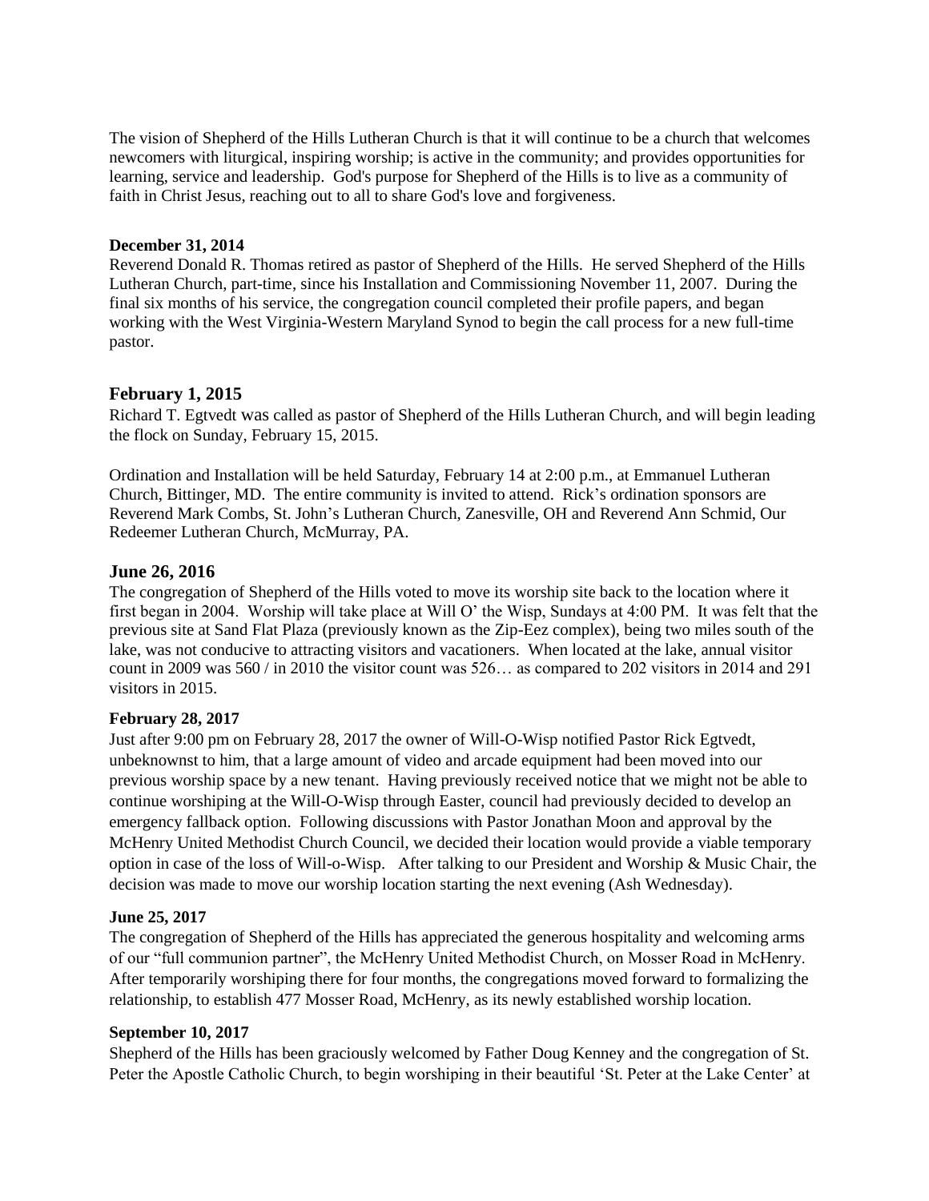The vision of Shepherd of the Hills Lutheran Church is that it will continue to be a church that welcomes newcomers with liturgical, inspiring worship; is active in the community; and provides opportunities for learning, service and leadership. God's purpose for Shepherd of the Hills is to live as a community of faith in Christ Jesus, reaching out to all to share God's love and forgiveness.

**December 31, 2014**

Reverend Donald R. Thomas retired as pastor of Shepherd of the Hills. He served Shepherd of the Hills Lutheran Church, part-time, since his Installation and Commissioning November 11, 2007. During the final six months of his service, the congregation council completed their profile papers, and began working with the West Virginia-Western Maryland Synod to begin the call process for a new full-time pastor.

## February 1, 2015

Richard T. Egtvedt was called as pastor of Shepherd of the Hills Lutheran Church, and will begin leading the flock on Sunday, February 15, 2015.

Ordination and Installation will be held Saturday, February 14 at 2:00 p.m., at Emmanuel Lutheran Church, Bittinger, MD. The entire community is invited to attend. Rick's ordination sponsors are Reverend Mark Combs, St. John's Lutheran Church, Zanesville, OH and Reverend Ann Schmid, Our Redeemer Lutheran Church, McMurray, PA.

## June 26, 2016

The congregation of Shepherd of the Hills voted to move its worship site back to the location where it first began in 2004. Worship will take place at Will O' the Wisp, Sundays at 4:00 PM. It was felt that the previous site at Sand Flat Plaza (previously known as the Zip-Eez complex), being two miles south of the lake, was not conducive to attracting visitors and vacationers. When located at the lake, annual visitor count in 2009 was 560 / in 2010 the visitor count was 526… as compared to 202 visitors in 2014 and 291 visitors in 2015.

**February 28, 2017**

Just after 9:00 pm on February 28, 2017 the owner of Will-O-Wisp notified Pastor Rick Egtvedt, unbeknownst to him, that a large amount of video and arcade equipment had been moved into our previous worship space by a new tenant. Having previously received notice that we might not be able to continue worshiping at the Will-O-Wisp through Easter, council had previously decided to develop an emergency fallback option. Following discussions with Pastor Jonathan Moon and approval by the McHenry United Methodist Church Council, we decided their location would provide a viable temporary option in case of the loss of Will-o-Wisp. After talking to our President and Worship & Music Chair, the decision was made to move our worship location starting the next evening (Ash Wednesday).

**June 25, 2017**

The congregation of Shepherd of the Hills has appreciated the generous hospitality and welcoming arms of our "full communion partner", the McHenry United Methodist Church, on Mosser Road in McHenry. After temporarily worshiping there for four months, the congregations moved forward to formalizing the relationship, to establish 477 Mosser Road, McHenry, as its newly established worship location.

**September 10, 2017**

Shepherd of the Hills has been graciously welcomed by Father Doug Kenney and the congregation of St. Peter the Apostle Catholic Church, to begin worshiping in their beautiful 'St. Peter at the Lake Center' at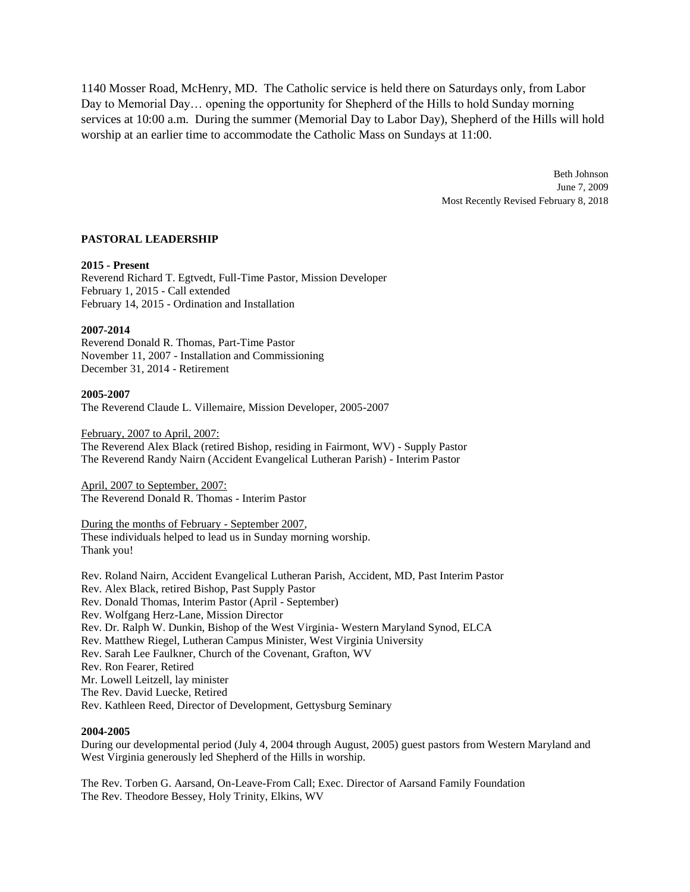1140 Mosser Road, McHenry, MD. The Catholic service is held there on Saturdays only, from Labor Day to Memorial Day… opening the opportunity for Shepherd of the Hills to hold Sunday morning services at 10:00 a.m. During the summer (Memorial Day to Labor Day), Shepherd of the Hills will hold worship at an earlier time to accommodate the Catholic Mass on Sundays at 11:00.

Beth Johnson
June 7, 2009
Most Recently Revised February 8, 2018

**PASTORAL LEADERSHIP**

**2015 - Present**
Reverend Richard T. Egtvedt, Full-Time Pastor, Mission Developer
February 1, 2015 - Call extended
February 14, 2015 - Ordination and Installation

**2007-2014**
Reverend Donald R. Thomas, Part-Time Pastor
November 11, 2007 - Installation and Commissioning
December 31, 2014 - Retirement

**2005-2007**
The Reverend Claude L. Villemaire, Mission Developer, 2005-2007

<u>February, 2007 to April, 2007:</u>
The Reverend Alex Black (retired Bishop, residing in Fairmont, WV) - Supply Pastor
The Reverend Randy Nairn (Accident Evangelical Lutheran Parish) - Interim Pastor

<u>April, 2007 to September, 2007:</u>
The Reverend Donald R. Thomas - Interim Pastor

<u>During the months of February - September 2007</u>,
These individuals helped to lead us in Sunday morning worship.
Thank you!

Rev. Roland Nairn, Accident Evangelical Lutheran Parish, Accident, MD, Past Interim Pastor
Rev. Alex Black, retired Bishop, Past Supply Pastor
Rev. Donald Thomas, Interim Pastor (April - September)
Rev. Wolfgang Herz-Lane, Mission Director
Rev. Dr. Ralph W. Dunkin, Bishop of the West Virginia- Western Maryland Synod, ELCA
Rev. Matthew Riegel, Lutheran Campus Minister, West Virginia University
Rev. Sarah Lee Faulkner, Church of the Covenant, Grafton, WV
Rev. Ron Fearer, Retired
Mr. Lowell Leitzell, lay minister
The Rev. David Luecke, Retired
Rev. Kathleen Reed, Director of Development, Gettysburg Seminary

**2004-2005**
During our developmental period (July 4, 2004 through August, 2005) guest pastors from Western Maryland and West Virginia generously led Shepherd of the Hills in worship.

The Rev. Torben G. Aarsand, On-Leave-From Call; Exec. Director of Aarsand Family Foundation
The Rev. Theodore Bessey, Holy Trinity, Elkins, WV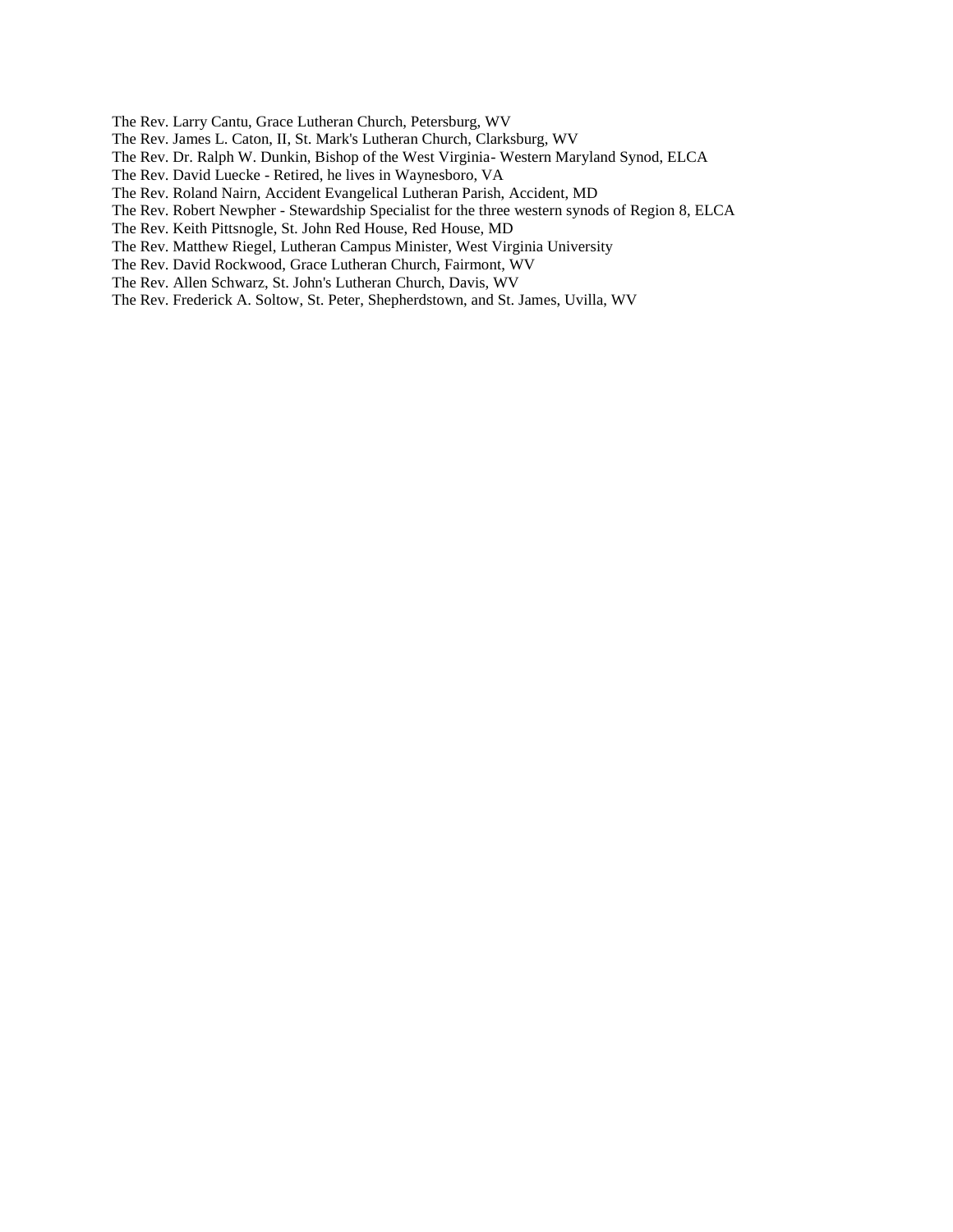The Rev. Larry Cantu, Grace Lutheran Church, Petersburg, WV
The Rev. James L. Caton, II, St. Mark's Lutheran Church, Clarksburg, WV
The Rev. Dr. Ralph W. Dunkin, Bishop of the West Virginia- Western Maryland Synod, ELCA
The Rev. David Luecke - Retired, he lives in Waynesboro, VA
The Rev. Roland Nairn, Accident Evangelical Lutheran Parish, Accident, MD
The Rev. Robert Newpher - Stewardship Specialist for the three western synods of Region 8, ELCA
The Rev. Keith Pittsnogle, St. John Red House, Red House, MD
The Rev. Matthew Riegel, Lutheran Campus Minister, West Virginia University
The Rev. David Rockwood, Grace Lutheran Church, Fairmont, WV
The Rev. Allen Schwarz, St. John's Lutheran Church, Davis, WV
The Rev. Frederick A. Soltow, St. Peter, Shepherdstown, and St. James, Uvilla, WV